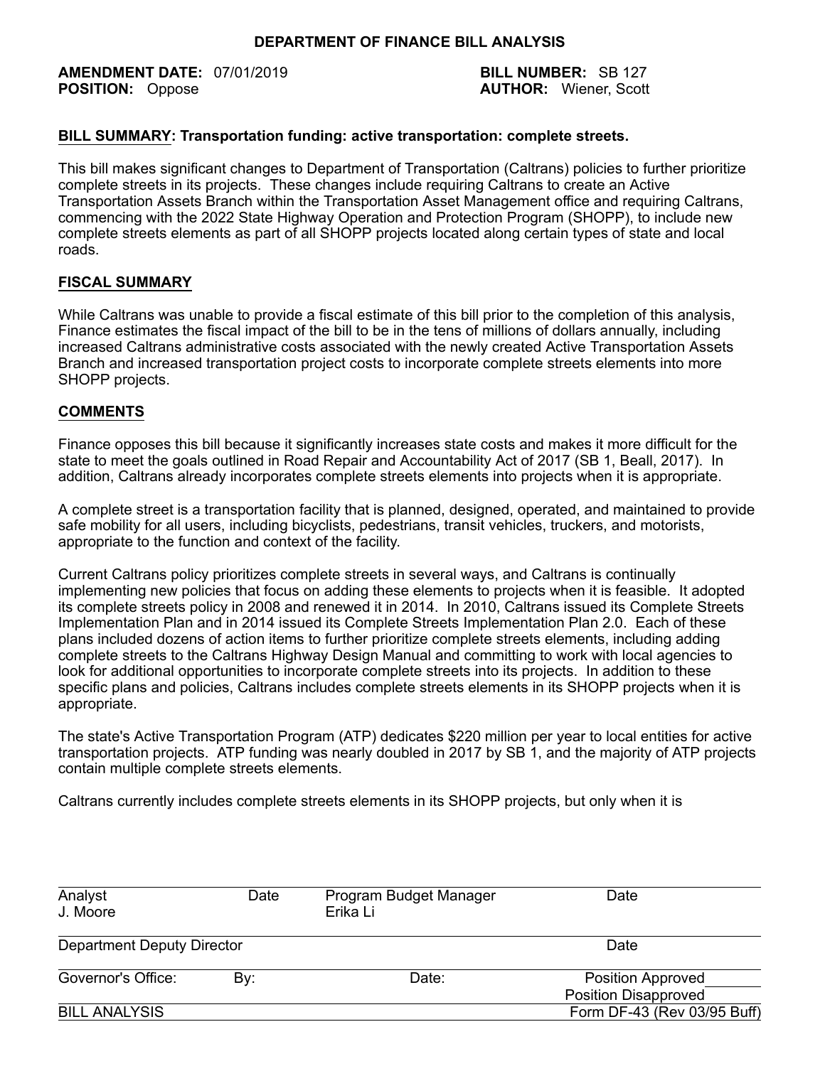**DEPARTMENT OF FINANCE BILL ANALYSIS**

**AMENDMENT DATE:** 07/01/2019
**POSITION:** Oppose

**BILL NUMBER:** SB 127
**AUTHOR:** Wiener, Scott

**BILL SUMMARY: Transportation funding: active transportation: complete streets.**

This bill makes significant changes to Department of Transportation (Caltrans) policies to further prioritize complete streets in its projects. These changes include requiring Caltrans to create an Active Transportation Assets Branch within the Transportation Asset Management office and requiring Caltrans, commencing with the 2022 State Highway Operation and Protection Program (SHOPP), to include new complete streets elements as part of all SHOPP projects located along certain types of state and local roads.

**FISCAL SUMMARY**

While Caltrans was unable to provide a fiscal estimate of this bill prior to the completion of this analysis, Finance estimates the fiscal impact of the bill to be in the tens of millions of dollars annually, including increased Caltrans administrative costs associated with the newly created Active Transportation Assets Branch and increased transportation project costs to incorporate complete streets elements into more SHOPP projects.

**COMMENTS**

Finance opposes this bill because it significantly increases state costs and makes it more difficult for the state to meet the goals outlined in Road Repair and Accountability Act of 2017 (SB 1, Beall, 2017). In addition, Caltrans already incorporates complete streets elements into projects when it is appropriate.

A complete street is a transportation facility that is planned, designed, operated, and maintained to provide safe mobility for all users, including bicyclists, pedestrians, transit vehicles, truckers, and motorists, appropriate to the function and context of the facility.

Current Caltrans policy prioritizes complete streets in several ways, and Caltrans is continually implementing new policies that focus on adding these elements to projects when it is feasible. It adopted its complete streets policy in 2008 and renewed it in 2014. In 2010, Caltrans issued its Complete Streets Implementation Plan and in 2014 issued its Complete Streets Implementation Plan 2.0. Each of these plans included dozens of action items to further prioritize complete streets elements, including adding complete streets to the Caltrans Highway Design Manual and committing to work with local agencies to look for additional opportunities to incorporate complete streets into its projects. In addition to these specific plans and policies, Caltrans includes complete streets elements in its SHOPP projects when it is appropriate.

The state's Active Transportation Program (ATP) dedicates $220 million per year to local entities for active transportation projects. ATP funding was nearly doubled in 2017 by SB 1, and the majority of ATP projects contain multiple complete streets elements.

Caltrans currently includes complete streets elements in its SHOPP projects, but only when it is

| Analyst | Date | Program Budget Manager | Date |
|---|---|---|---|
| J. Moore | | Erika Li | |

| Department Deputy Director | | | Date |
|---|---|---|---|

| Governor's Office: | By: | Date: | Position Approved |
|---|---|---|---|
| | | | Position Disapproved |

BILL ANALYSIS — Form DF-43 (Rev 03/95 Buff)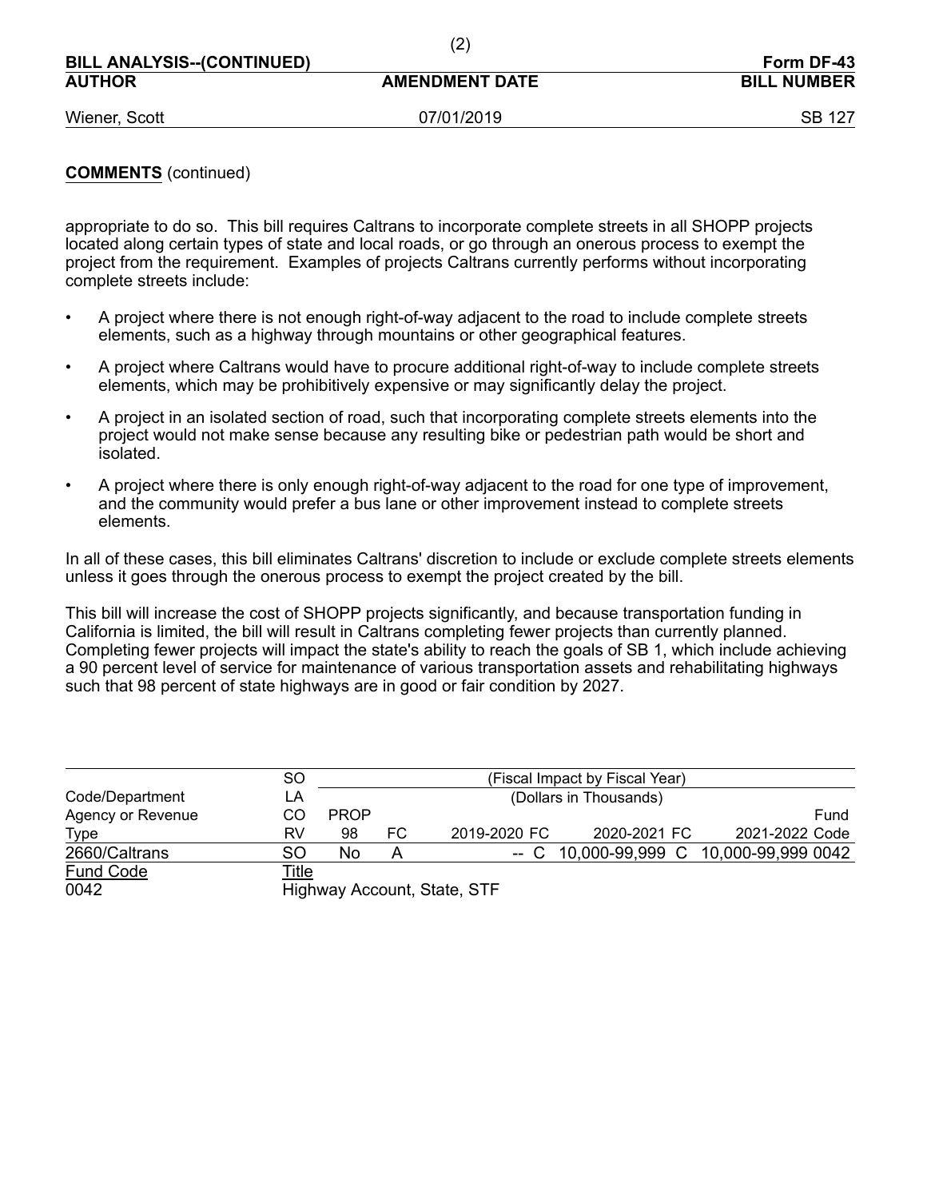| BILL ANALYSIS--(CONTINUED) | | Form DF-43 |
|---|---|---|
| **AUTHOR** | **AMENDMENT DATE** | **BILL NUMBER** |
| Wiener, Scott | 07/01/2019 | SB 127 |

**COMMENTS** (continued)

appropriate to do so. This bill requires Caltrans to incorporate complete streets in all SHOPP projects located along certain types of state and local roads, or go through an onerous process to exempt the project from the requirement. Examples of projects Caltrans currently performs without incorporating complete streets include:

- A project where there is not enough right-of-way adjacent to the road to include complete streets elements, such as a highway through mountains or other geographical features.
- A project where Caltrans would have to procure additional right-of-way to include complete streets elements, which may be prohibitively expensive or may significantly delay the project.
- A project in an isolated section of road, such that incorporating complete streets elements into the project would not make sense because any resulting bike or pedestrian path would be short and isolated.
- A project where there is only enough right-of-way adjacent to the road for one type of improvement, and the community would prefer a bus lane or other improvement instead to complete streets elements.

In all of these cases, this bill eliminates Caltrans' discretion to include or exclude complete streets elements unless it goes through the onerous process to exempt the project created by the bill.

This bill will increase the cost of SHOPP projects significantly, and because transportation funding in California is limited, the bill will result in Caltrans completing fewer projects than currently planned. Completing fewer projects will impact the state's ability to reach the goals of SB 1, which include achieving a 90 percent level of service for maintenance of various transportation assets and rehabilitating highways such that 98 percent of state highways are in good or fair condition by 2027.

| Code/Department Agency or Revenue Type | SO LA CO RV | PROP 98 | FC | 2019-2020 | FC | 2020-2021 | FC | 2021-2022 | Fund Code |
|---|---|---|---|---|---|---|---|---|---|
| | | | | (Fiscal Impact by Fiscal Year) (Dollars in Thousands) | | | | | |
| 2660/Caltrans | SO | No | A | -- | C | 10,000-99,999 | C | 10,000-99,999 | 0042 |

| Fund Code | Title |
|---|---|
| 0042 | Highway Account, State, STF |